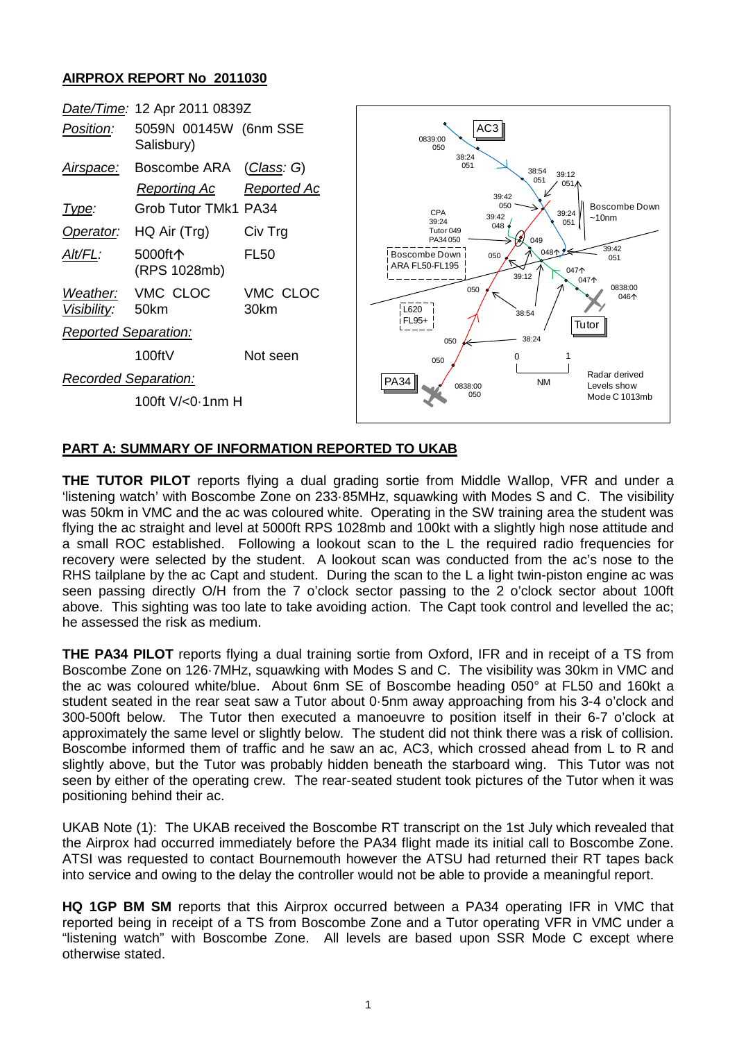## AIRPROX REPORT No 2011030

| | | |
|---|---|---|
| *Date/Time:* | 12 Apr 2011 0839Z | |
| *Position:* | 5059N 00145W (6nm SSE Salisbury) | |
| *Airspace:* | Boscombe ARA | (*Class: G*) |
| | *Reporting Ac* | *Reported Ac* |
| *Type:* | Grob Tutor TMk1 | PA34 |
| *Operator:* | HQ Air (Trg) | Civ Trg |
| *Alt/FL:* | 5000ft↑ (RPS 1028mb) | FL50 |
| *Weather:* | VMC CLOC | VMC CLOC |
| *Visibility:* | 50km | 30km |
| *Reported Separation:* | | |
| | 100ftV | Not seen |
| *Recorded Separation:* | | |
| | 100ft V/<0·1nm H | |

## PART A: SUMMARY OF INFORMATION REPORTED TO UKAB

**THE TUTOR PILOT** reports flying a dual grading sortie from Middle Wallop, VFR and under a 'listening watch' with Boscombe Zone on 233·85MHz, squawking with Modes S and C. The visibility was 50km in VMC and the ac was coloured white. Operating in the SW training area the student was flying the ac straight and level at 5000ft RPS 1028mb and 100kt with a slightly high nose attitude and a small ROC established. Following a lookout scan to the L the required radio frequencies for recovery were selected by the student. A lookout scan was conducted from the ac's nose to the RHS tailplane by the ac Capt and student. During the scan to the L a light twin-piston engine ac was seen passing directly O/H from the 7 o'clock sector passing to the 2 o'clock sector about 100ft above. This sighting was too late to take avoiding action. The Capt took control and levelled the ac; he assessed the risk as medium.

**THE PA34 PILOT** reports flying a dual training sortie from Oxford, IFR and in receipt of a TS from Boscombe Zone on 126·7MHz, squawking with Modes S and C. The visibility was 30km in VMC and the ac was coloured white/blue. About 6nm SE of Boscombe heading 050° at FL50 and 160kt a student seated in the rear seat saw a Tutor about 0·5nm away approaching from his 3-4 o'clock and 300-500ft below. The Tutor then executed a manoeuvre to position itself in their 6-7 o'clock at approximately the same level or slightly below. The student did not think there was a risk of collision. Boscombe informed them of traffic and he saw an ac, AC3, which crossed ahead from L to R and slightly above, but the Tutor was probably hidden beneath the starboard wing. This Tutor was not seen by either of the operating crew. The rear-seated student took pictures of the Tutor when it was positioning behind their ac.

UKAB Note (1): The UKAB received the Boscombe RT transcript on the 1st July which revealed that the Airprox had occurred immediately before the PA34 flight made its initial call to Boscombe Zone. ATSI was requested to contact Bournemouth however the ATSU had returned their RT tapes back into service and owing to the delay the controller would not be able to provide a meaningful report.

**HQ 1GP BM SM** reports that this Airprox occurred between a PA34 operating IFR in VMC that reported being in receipt of a TS from Boscombe Zone and a Tutor operating VFR in VMC under a "listening watch" with Boscombe Zone. All levels are based upon SSR Mode C except where otherwise stated.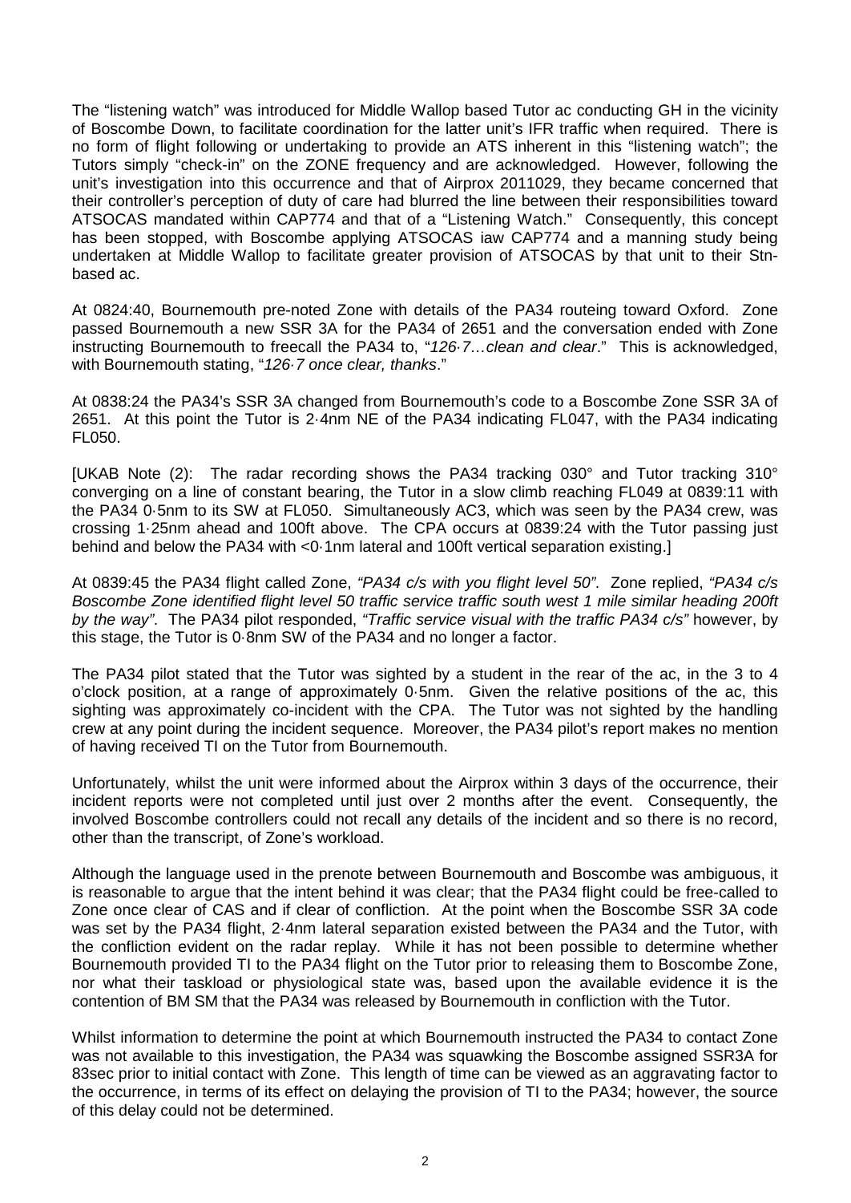The "listening watch" was introduced for Middle Wallop based Tutor ac conducting GH in the vicinity of Boscombe Down, to facilitate coordination for the latter unit's IFR traffic when required. There is no form of flight following or undertaking to provide an ATS inherent in this "listening watch"; the Tutors simply "check-in" on the ZONE frequency and are acknowledged. However, following the unit's investigation into this occurrence and that of Airprox 2011029, they became concerned that their controller's perception of duty of care had blurred the line between their responsibilities toward ATSOCAS mandated within CAP774 and that of a "Listening Watch." Consequently, this concept has been stopped, with Boscombe applying ATSOCAS iaw CAP774 and a manning study being undertaken at Middle Wallop to facilitate greater provision of ATSOCAS by that unit to their Stn-based ac.

At 0824:40, Bournemouth pre-noted Zone with details of the PA34 routeing toward Oxford. Zone passed Bournemouth a new SSR 3A for the PA34 of 2651 and the conversation ended with Zone instructing Bournemouth to freecall the PA34 to, "*126·7…clean and clear*." This is acknowledged, with Bournemouth stating, "*126·7 once clear, thanks*."

At 0838:24 the PA34's SSR 3A changed from Bournemouth's code to a Boscombe Zone SSR 3A of 2651. At this point the Tutor is 2·4nm NE of the PA34 indicating FL047, with the PA34 indicating FL050.

[UKAB Note (2): The radar recording shows the PA34 tracking 030° and Tutor tracking 310° converging on a line of constant bearing, the Tutor in a slow climb reaching FL049 at 0839:11 with the PA34 0·5nm to its SW at FL050. Simultaneously AC3, which was seen by the PA34 crew, was crossing 1·25nm ahead and 100ft above. The CPA occurs at 0839:24 with the Tutor passing just behind and below the PA34 with <0·1nm lateral and 100ft vertical separation existing.]

At 0839:45 the PA34 flight called Zone, *"PA34 c/s with you flight level 50"*. Zone replied, *"PA34 c/s Boscombe Zone identified flight level 50 traffic service traffic south west 1 mile similar heading 200ft by the way"*. The PA34 pilot responded, *"Traffic service visual with the traffic PA34 c/s"* however, by this stage, the Tutor is 0·8nm SW of the PA34 and no longer a factor.

The PA34 pilot stated that the Tutor was sighted by a student in the rear of the ac, in the 3 to 4 o'clock position, at a range of approximately 0·5nm. Given the relative positions of the ac, this sighting was approximately co-incident with the CPA. The Tutor was not sighted by the handling crew at any point during the incident sequence. Moreover, the PA34 pilot's report makes no mention of having received TI on the Tutor from Bournemouth.

Unfortunately, whilst the unit were informed about the Airprox within 3 days of the occurrence, their incident reports were not completed until just over 2 months after the event. Consequently, the involved Boscombe controllers could not recall any details of the incident and so there is no record, other than the transcript, of Zone's workload.

Although the language used in the prenote between Bournemouth and Boscombe was ambiguous, it is reasonable to argue that the intent behind it was clear; that the PA34 flight could be free-called to Zone once clear of CAS and if clear of confliction. At the point when the Boscombe SSR 3A code was set by the PA34 flight, 2·4nm lateral separation existed between the PA34 and the Tutor, with the confliction evident on the radar replay. While it has not been possible to determine whether Bournemouth provided TI to the PA34 flight on the Tutor prior to releasing them to Boscombe Zone, nor what their taskload or physiological state was, based upon the available evidence it is the contention of BM SM that the PA34 was released by Bournemouth in confliction with the Tutor.

Whilst information to determine the point at which Bournemouth instructed the PA34 to contact Zone was not available to this investigation, the PA34 was squawking the Boscombe assigned SSR3A for 83sec prior to initial contact with Zone. This length of time can be viewed as an aggravating factor to the occurrence, in terms of its effect on delaying the provision of TI to the PA34; however, the source of this delay could not be determined.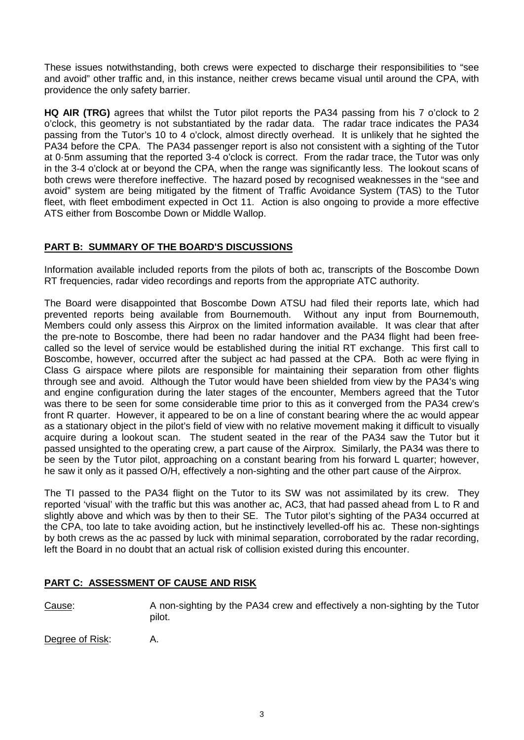These issues notwithstanding, both crews were expected to discharge their responsibilities to "see and avoid" other traffic and, in this instance, neither crews became visual until around the CPA, with providence the only safety barrier.

**HQ AIR (TRG)** agrees that whilst the Tutor pilot reports the PA34 passing from his 7 o'clock to 2 o'clock, this geometry is not substantiated by the radar data. The radar trace indicates the PA34 passing from the Tutor's 10 to 4 o'clock, almost directly overhead. It is unlikely that he sighted the PA34 before the CPA. The PA34 passenger report is also not consistent with a sighting of the Tutor at 0·5nm assuming that the reported 3-4 o'clock is correct. From the radar trace, the Tutor was only in the 3-4 o'clock at or beyond the CPA, when the range was significantly less. The lookout scans of both crews were therefore ineffective. The hazard posed by recognised weaknesses in the "see and avoid" system are being mitigated by the fitment of Traffic Avoidance System (TAS) to the Tutor fleet, with fleet embodiment expected in Oct 11. Action is also ongoing to provide a more effective ATS either from Boscombe Down or Middle Wallop.

## PART B: SUMMARY OF THE BOARD'S DISCUSSIONS

Information available included reports from the pilots of both ac, transcripts of the Boscombe Down RT frequencies, radar video recordings and reports from the appropriate ATC authority.

The Board were disappointed that Boscombe Down ATSU had filed their reports late, which had prevented reports being available from Bournemouth. Without any input from Bournemouth, Members could only assess this Airprox on the limited information available. It was clear that after the pre-note to Boscombe, there had been no radar handover and the PA34 flight had been free-called so the level of service would be established during the initial RT exchange. This first call to Boscombe, however, occurred after the subject ac had passed at the CPA. Both ac were flying in Class G airspace where pilots are responsible for maintaining their separation from other flights through see and avoid. Although the Tutor would have been shielded from view by the PA34's wing and engine configuration during the later stages of the encounter, Members agreed that the Tutor was there to be seen for some considerable time prior to this as it converged from the PA34 crew's front R quarter. However, it appeared to be on a line of constant bearing where the ac would appear as a stationary object in the pilot's field of view with no relative movement making it difficult to visually acquire during a lookout scan. The student seated in the rear of the PA34 saw the Tutor but it passed unsighted to the operating crew, a part cause of the Airprox. Similarly, the PA34 was there to be seen by the Tutor pilot, approaching on a constant bearing from his forward L quarter; however, he saw it only as it passed O/H, effectively a non-sighting and the other part cause of the Airprox.

The TI passed to the PA34 flight on the Tutor to its SW was not assimilated by its crew. They reported 'visual' with the traffic but this was another ac, AC3, that had passed ahead from L to R and slightly above and which was by then to their SE. The Tutor pilot's sighting of the PA34 occurred at the CPA, too late to take avoiding action, but he instinctively levelled-off his ac. These non-sightings by both crews as the ac passed by luck with minimal separation, corroborated by the radar recording, left the Board in no doubt that an actual risk of collision existed during this encounter.

## PART C: ASSESSMENT OF CAUSE AND RISK

Cause: A non-sighting by the PA34 crew and effectively a non-sighting by the Tutor pilot.

Degree of Risk: A.